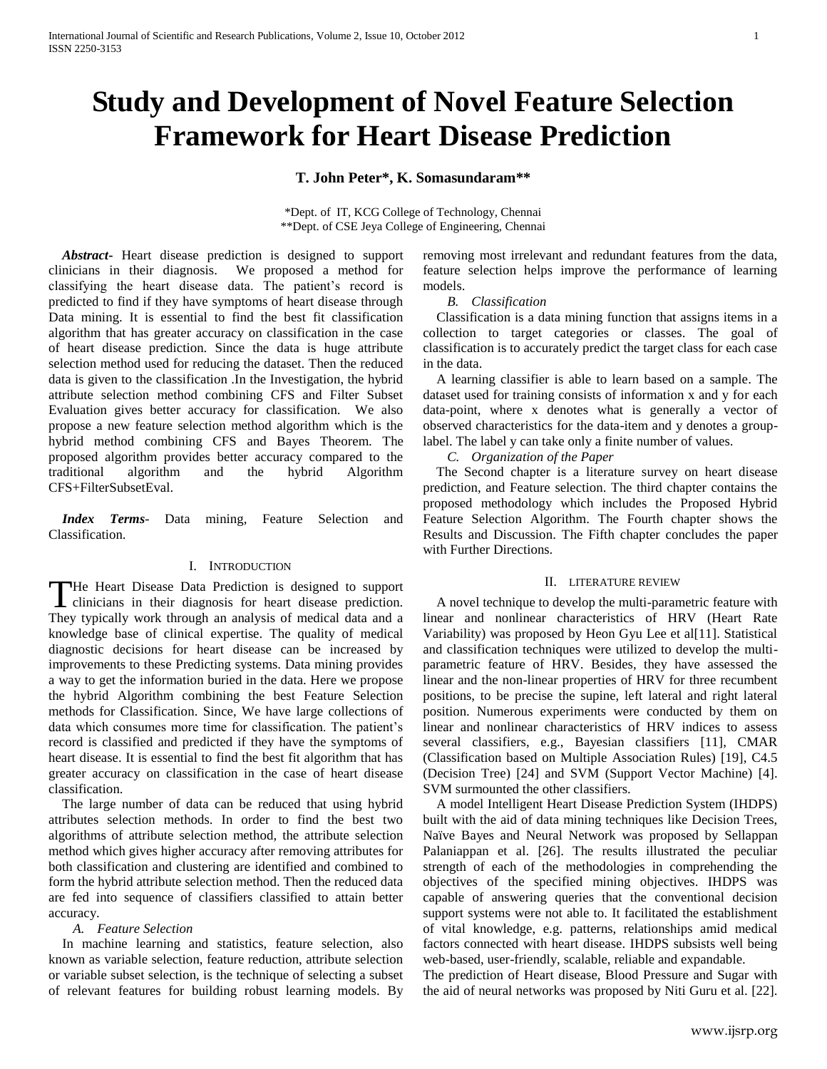# Study and Development of Novel Feature Selection Framework for Heart Disease Prediction

**T. John Peter\*, K. Somasundaram\*\***

\*Dept. of IT, KCG College of Technology, Chennai
\*\*Dept. of CSE Jeya College of Engineering, Chennai

***Abstract***- Heart disease prediction is designed to support clinicians in their diagnosis. We proposed a method for classifying the heart disease data. The patient's record is predicted to find if they have symptoms of heart disease through Data mining. It is essential to find the best fit classification algorithm that has greater accuracy on classification in the case of heart disease prediction. Since the data is huge attribute selection method used for reducing the dataset. Then the reduced data is given to the classification .In the Investigation, the hybrid attribute selection method combining CFS and Filter Subset Evaluation gives better accuracy for classification. We also propose a new feature selection method algorithm which is the hybrid method combining CFS and Bayes Theorem. The proposed algorithm provides better accuracy compared to the traditional algorithm and the hybrid Algorithm CFS+FilterSubsetEval.

***Index Terms***- Data mining, Feature Selection and Classification.

## I. Introduction

The Heart Disease Data Prediction is designed to support clinicians in their diagnosis for heart disease prediction. They typically work through an analysis of medical data and a knowledge base of clinical expertise. The quality of medical diagnostic decisions for heart disease can be increased by improvements to these Predicting systems. Data mining provides a way to get the information buried in the data. Here we propose the hybrid Algorithm combining the best Feature Selection methods for Classification. Since, We have large collections of data which consumes more time for classification. The patient's record is classified and predicted if they have the symptoms of heart disease. It is essential to find the best fit algorithm that has greater accuracy on classification in the case of heart disease classification.

The large number of data can be reduced that using hybrid attributes selection methods. In order to find the best two algorithms of attribute selection method, the attribute selection method which gives higher accuracy after removing attributes for both classification and clustering are identified and combined to form the hybrid attribute selection method. Then the reduced data are fed into sequence of classifiers classified to attain better accuracy.

### *A. Feature Selection*

In machine learning and statistics, feature selection, also known as variable selection, feature reduction, attribute selection or variable subset selection, is the technique of selecting a subset of relevant features for building robust learning models. By removing most irrelevant and redundant features from the data, feature selection helps improve the performance of learning models.

### *B. Classification*

Classification is a data mining function that assigns items in a collection to target categories or classes. The goal of classification is to accurately predict the target class for each case in the data.

A learning classifier is able to learn based on a sample. The dataset used for training consists of information x and y for each data-point, where x denotes what is generally a vector of observed characteristics for the data-item and y denotes a group-label. The label y can take only a finite number of values.

### *C. Organization of the Paper*

The Second chapter is a literature survey on heart disease prediction, and Feature selection. The third chapter contains the proposed methodology which includes the Proposed Hybrid Feature Selection Algorithm. The Fourth chapter shows the Results and Discussion. The Fifth chapter concludes the paper with Further Directions.

## II. Literature Review

A novel technique to develop the multi-parametric feature with linear and nonlinear characteristics of HRV (Heart Rate Variability) was proposed by Heon Gyu Lee et al[11]. Statistical and classification techniques were utilized to develop the multi-parametric feature of HRV. Besides, they have assessed the linear and the non-linear properties of HRV for three recumbent positions, to be precise the supine, left lateral and right lateral position. Numerous experiments were conducted by them on linear and nonlinear characteristics of HRV indices to assess several classifiers, e.g., Bayesian classifiers [11], CMAR (Classification based on Multiple Association Rules) [19], C4.5 (Decision Tree) [24] and SVM (Support Vector Machine) [4]. SVM surmounted the other classifiers.

A model Intelligent Heart Disease Prediction System (IHDPS) built with the aid of data mining techniques like Decision Trees, Naïve Bayes and Neural Network was proposed by Sellappan Palaniappan et al. [26]. The results illustrated the peculiar strength of each of the methodologies in comprehending the objectives of the specified mining objectives. IHDPS was capable of answering queries that the conventional decision support systems were not able to. It facilitated the establishment of vital knowledge, e.g. patterns, relationships amid medical factors connected with heart disease. IHDPS subsists well being web-based, user-friendly, scalable, reliable and expandable.

The prediction of Heart disease, Blood Pressure and Sugar with the aid of neural networks was proposed by Niti Guru et al. [22].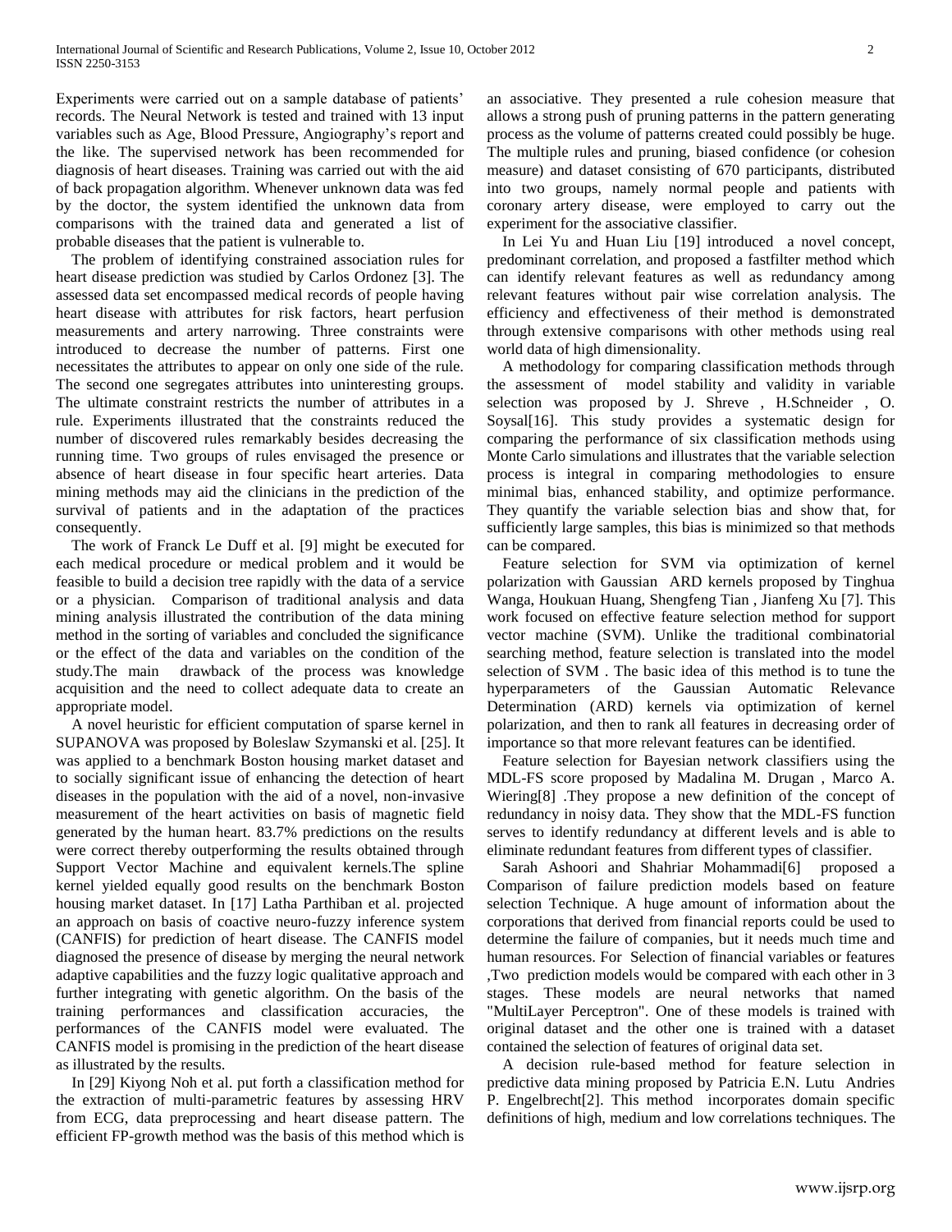Experiments were carried out on a sample database of patients' records. The Neural Network is tested and trained with 13 input variables such as Age, Blood Pressure, Angiography's report and the like. The supervised network has been recommended for diagnosis of heart diseases. Training was carried out with the aid of back propagation algorithm. Whenever unknown data was fed by the doctor, the system identified the unknown data from comparisons with the trained data and generated a list of probable diseases that the patient is vulnerable to.

The problem of identifying constrained association rules for heart disease prediction was studied by Carlos Ordonez [3]. The assessed data set encompassed medical records of people having heart disease with attributes for risk factors, heart perfusion measurements and artery narrowing. Three constraints were introduced to decrease the number of patterns. First one necessitates the attributes to appear on only one side of the rule. The second one segregates attributes into uninteresting groups. The ultimate constraint restricts the number of attributes in a rule. Experiments illustrated that the constraints reduced the number of discovered rules remarkably besides decreasing the running time. Two groups of rules envisaged the presence or absence of heart disease in four specific heart arteries. Data mining methods may aid the clinicians in the prediction of the survival of patients and in the adaptation of the practices consequently.

The work of Franck Le Duff et al. [9] might be executed for each medical procedure or medical problem and it would be feasible to build a decision tree rapidly with the data of a service or a physician. Comparison of traditional analysis and data mining analysis illustrated the contribution of the data mining method in the sorting of variables and concluded the significance or the effect of the data and variables on the condition of the study.The main drawback of the process was knowledge acquisition and the need to collect adequate data to create an appropriate model.

A novel heuristic for efficient computation of sparse kernel in SUPANOVA was proposed by Boleslaw Szymanski et al. [25]. It was applied to a benchmark Boston housing market dataset and to socially significant issue of enhancing the detection of heart diseases in the population with the aid of a novel, non-invasive measurement of the heart activities on basis of magnetic field generated by the human heart. 83.7% predictions on the results were correct thereby outperforming the results obtained through Support Vector Machine and equivalent kernels.The spline kernel yielded equally good results on the benchmark Boston housing market dataset. In [17] Latha Parthiban et al. projected an approach on basis of coactive neuro-fuzzy inference system (CANFIS) for prediction of heart disease. The CANFIS model diagnosed the presence of disease by merging the neural network adaptive capabilities and the fuzzy logic qualitative approach and further integrating with genetic algorithm. On the basis of the training performances and classification accuracies, the performances of the CANFIS model were evaluated. The CANFIS model is promising in the prediction of the heart disease as illustrated by the results.

In [29] Kiyong Noh et al. put forth a classification method for the extraction of multi-parametric features by assessing HRV from ECG, data preprocessing and heart disease pattern. The efficient FP-growth method was the basis of this method which is an associative. They presented a rule cohesion measure that allows a strong push of pruning patterns in the pattern generating process as the volume of patterns created could possibly be huge. The multiple rules and pruning, biased confidence (or cohesion measure) and dataset consisting of 670 participants, distributed into two groups, namely normal people and patients with coronary artery disease, were employed to carry out the experiment for the associative classifier.

In Lei Yu and Huan Liu [19] introduced a novel concept, predominant correlation, and proposed a fastfilter method which can identify relevant features as well as redundancy among relevant features without pair wise correlation analysis. The efficiency and effectiveness of their method is demonstrated through extensive comparisons with other methods using real world data of high dimensionality.

A methodology for comparing classification methods through the assessment of model stability and validity in variable selection was proposed by J. Shreve , H.Schneider , O. Soysal[16]. This study provides a systematic design for comparing the performance of six classification methods using Monte Carlo simulations and illustrates that the variable selection process is integral in comparing methodologies to ensure minimal bias, enhanced stability, and optimize performance. They quantify the variable selection bias and show that, for sufficiently large samples, this bias is minimized so that methods can be compared.

Feature selection for SVM via optimization of kernel polarization with Gaussian ARD kernels proposed by Tinghua Wanga, Houkuan Huang, Shengfeng Tian , Jianfeng Xu [7]. This work focused on effective feature selection method for support vector machine (SVM). Unlike the traditional combinatorial searching method, feature selection is translated into the model selection of SVM . The basic idea of this method is to tune the hyperparameters of the Gaussian Automatic Relevance Determination (ARD) kernels via optimization of kernel polarization, and then to rank all features in decreasing order of importance so that more relevant features can be identified.

Feature selection for Bayesian network classifiers using the MDL-FS score proposed by Madalina M. Drugan , Marco A. Wiering[8] .They propose a new definition of the concept of redundancy in noisy data. They show that the MDL-FS function serves to identify redundancy at different levels and is able to eliminate redundant features from different types of classifier.

Sarah Ashoori and Shahriar Mohammadi[6] proposed a Comparison of failure prediction models based on feature selection Technique. A huge amount of information about the corporations that derived from financial reports could be used to determine the failure of companies, but it needs much time and human resources. For Selection of financial variables or features ,Two prediction models would be compared with each other in 3 stages. These models are neural networks that named "MultiLayer Perceptron". One of these models is trained with original dataset and the other one is trained with a dataset contained the selection of features of original data set.

A decision rule-based method for feature selection in predictive data mining proposed by Patricia E.N. Lutu Andries P. Engelbrecht[2]. This method incorporates domain specific definitions of high, medium and low correlations techniques. The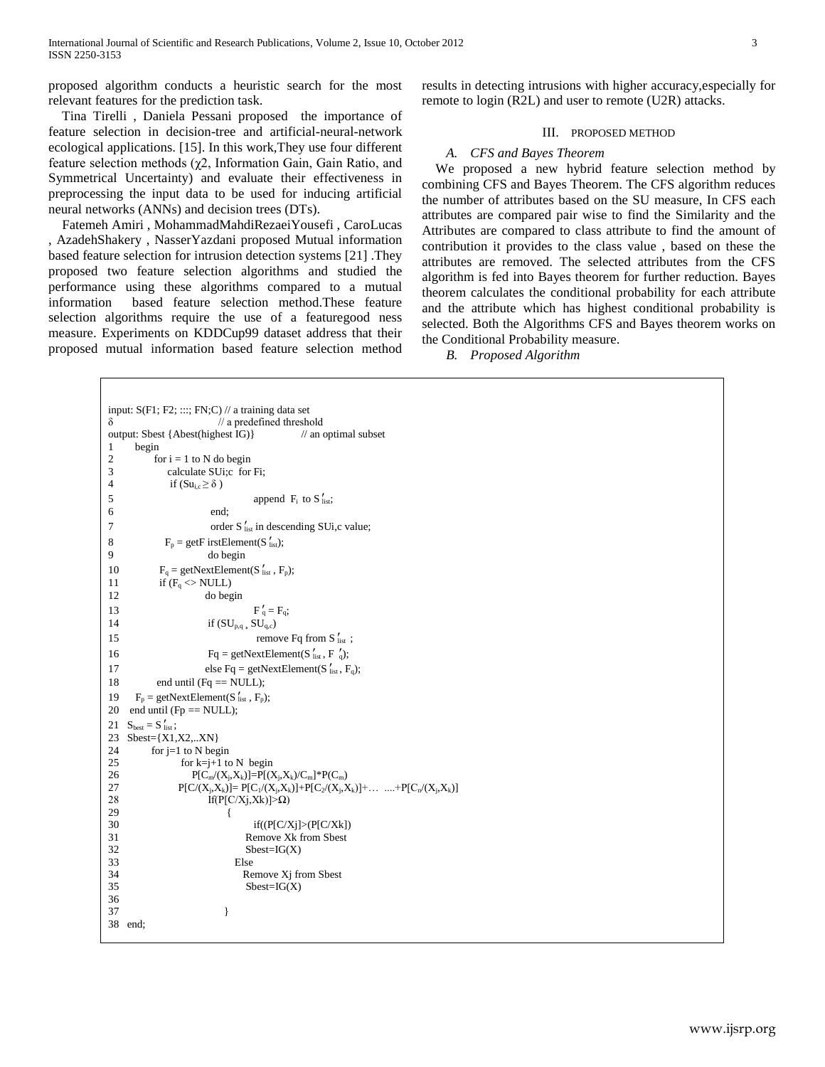proposed algorithm conducts a heuristic search for the most relevant features for the prediction task.

Tina Tirelli , Daniela Pessani proposed the importance of feature selection in decision-tree and artificial-neural-network ecological applications. [15]. In this work,They use four different feature selection methods (χ2, Information Gain, Gain Ratio, and Symmetrical Uncertainty) and evaluate their effectiveness in preprocessing the input data to be used for inducing artificial neural networks (ANNs) and decision trees (DTs).

Fatemeh Amiri , MohammadMahdiRezaeiYousefi , CaroLucas , AzadehShakery , NasserYazdani proposed Mutual information based feature selection for intrusion detection systems [21] .They proposed two feature selection algorithms and studied the performance using these algorithms compared to a mutual information based feature selection method.These feature selection algorithms require the use of a featuregood ness measure. Experiments on KDDCup99 dataset address that their proposed mutual information based feature selection method results in detecting intrusions with higher accuracy,especially for remote to login (R2L) and user to remote (U2R) attacks.

## III. Proposed Method

### *A. CFS and Bayes Theorem*

We proposed a new hybrid feature selection method by combining CFS and Bayes Theorem. The CFS algorithm reduces the number of attributes based on the SU measure, In CFS each attributes are compared pair wise to find the Similarity and the Attributes are compared to class attribute to find the amount of contribution it provides to the class value , based on these the attributes are removed. The selected attributes from the CFS algorithm is fed into Bayes theorem for further reduction. Bayes theorem calculates the conditional probability for each attribute and the attribute which has highest conditional probability is selected. Both the Algorithms CFS and Bayes theorem works on the Conditional Probability measure.

### *B. Proposed Algorithm*

```
input: S(F1; F2; :::; FN;C) // a training data set
δ                          // a predefined threshold
output: Sbest {Abest(highest IG)}          // an optimal subset
1    begin
2       for i = 1 to N do begin
3          calculate SUi;c for Fi;
4          if (Su_i,c ≥ δ )
5                   append Fi to S′list;
6             end;
7             order S′list in descending SUi,c value;
8       Fp = getF irstElement(S′list);
9             do begin
10      Fq = getNextElement(S′list , Fp);
11      if (Fq <> NULL)
12            do begin
13                  F′q = Fq;
14            if (SU_p,q , SU_q,c)
15                   remove Fq from S′list ;
16            Fq = getNextElement(S′list , F′q);
17            else Fq = getNextElement(S′list , Fq);
18      end until (Fq == NULL);
19   Fp = getNextElement(S′list , Fp);
20   end until (Fp == NULL);
21 Sbest = S′list ;
23 Sbest={X1,X2,..XN}
24     for j=1 to N begin
25        for k=j+1 to N  begin
26           P[Cm/(Xj,Xk)]=P[(Xj,Xk)/Cm]*P(Cm)
27        P[C/(Xj,Xk)]= P[C1/(Xj,Xk)]+P[C2/(Xj,Xk)]+…  ....+P[Cn/(Xj,Xk)]
28            If(P[C/Xj,Xk)]>Ω)
29               {
30                  if((P[C/Xj]>(P[C/Xk])
31                Remove Xk from Sbest
32                Sbest=IG(X)
33              Else
34                Remove Xj from Sbest
35                Sbest=IG(X)
36
37               }
38 end;
```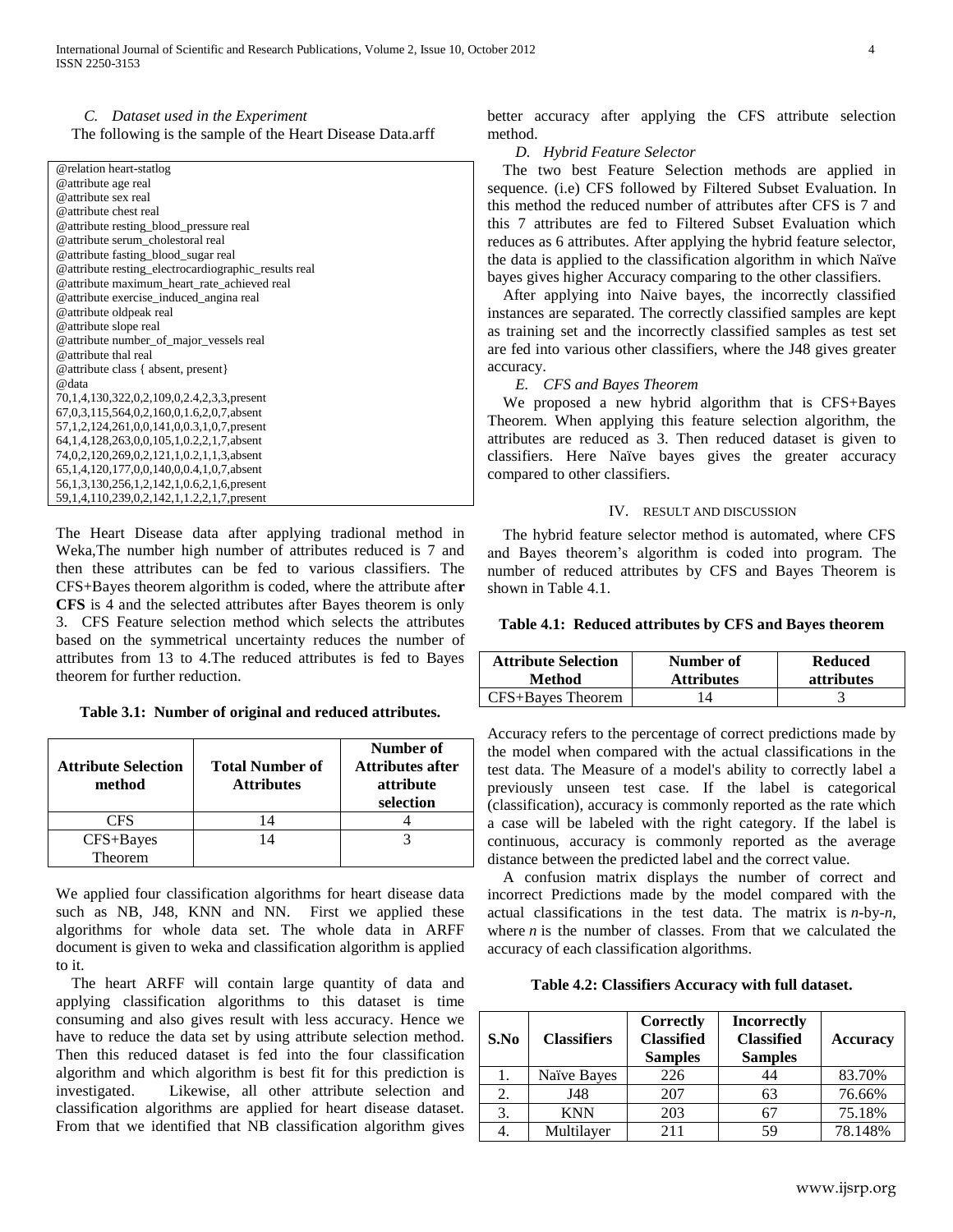### C. Dataset used in the Experiment

The following is the sample of the Heart Disease Data.arff

```
@relation heart-statlog
@attribute age real
@attribute sex real
@attribute chest real
@attribute resting_blood_pressure real
@attribute serum_cholestoral real
@attribute fasting_blood_sugar real
@attribute resting_electrocardiographic_results real
@attribute maximum_heart_rate_achieved real
@attribute exercise_induced_angina real
@attribute oldpeak real
@attribute slope real
@attribute number_of_major_vessels real
@attribute thal real
@attribute class { absent, present}
@data
70,1,4,130,322,0,2,109,0,2.4,2,3,3,present
67,0,3,115,564,0,2,160,0,1.6,2,0,7,absent
57,1,2,124,261,0,0,141,0,0.3,1,0,7,present
64,1,4,128,263,0,0,105,1,0.2,2,1,7,absent
74,0,2,120,269,0,2,121,1,0.2,1,1,3,absent
65,1,4,120,177,0,0,140,0,0.4,1,0,7,absent
56,1,3,130,256,1,2,142,1,0.6,2,1,6,present
59,1,4,110,239,0,2,142,1,1.2,2,1,7,present
```

The Heart Disease data after applying tradional method in Weka,The number high number of attributes reduced is 7 and then these attributes can be fed to various classifiers. The CFS+Bayes theorem algorithm is coded, where the attribute afte**r CFS** is 4 and the selected attributes after Bayes theorem is only 3. CFS Feature selection method which selects the attributes based on the symmetrical uncertainty reduces the number of attributes from 13 to 4.The reduced attributes is fed to Bayes theorem for further reduction.

**Table 3.1: Number of original and reduced attributes.**

| Attribute Selection method | Total Number of Attributes | Number of Attributes after attribute selection |
|---|---|---|
| CFS | 14 | 4 |
| CFS+Bayes Theorem | 14 | 3 |

We applied four classification algorithms for heart disease data such as NB, J48, KNN and NN. First we applied these algorithms for whole data set. The whole data in ARFF document is given to weka and classification algorithm is applied to it.

The heart ARFF will contain large quantity of data and applying classification algorithms to this dataset is time consuming and also gives result with less accuracy. Hence we have to reduce the data set by using attribute selection method. Then this reduced dataset is fed into the four classification algorithm and which algorithm is best fit for this prediction is investigated. Likewise, all other attribute selection and classification algorithms are applied for heart disease dataset. From that we identified that NB classification algorithm gives better accuracy after applying the CFS attribute selection method.

### D. Hybrid Feature Selector

The two best Feature Selection methods are applied in sequence. (i.e) CFS followed by Filtered Subset Evaluation. In this method the reduced number of attributes after CFS is 7 and this 7 attributes are fed to Filtered Subset Evaluation which reduces as 6 attributes. After applying the hybrid feature selector, the data is applied to the classification algorithm in which Naïve bayes gives higher Accuracy comparing to the other classifiers.

After applying into Naive bayes, the incorrectly classified instances are separated. The correctly classified samples are kept as training set and the incorrectly classified samples as test set are fed into various other classifiers, where the J48 gives greater accuracy.

### E. CFS and Bayes Theorem

We proposed a new hybrid algorithm that is CFS+Bayes Theorem. When applying this feature selection algorithm, the attributes are reduced as 3. Then reduced dataset is given to classifiers. Here Naïve bayes gives the greater accuracy compared to other classifiers.

## IV. Result and Discussion

The hybrid feature selector method is automated, where CFS and Bayes theorem's algorithm is coded into program. The number of reduced attributes by CFS and Bayes Theorem is shown in Table 4.1.

**Table 4.1: Reduced attributes by CFS and Bayes theorem**

| Attribute Selection Method | Number of Attributes | Reduced attributes |
|---|---|---|
| CFS+Bayes Theorem | 14 | 3 |

Accuracy refers to the percentage of correct predictions made by the model when compared with the actual classifications in the test data. The Measure of a model's ability to correctly label a previously unseen test case. If the label is categorical (classification), accuracy is commonly reported as the rate which a case will be labeled with the right category. If the label is continuous, accuracy is commonly reported as the average distance between the predicted label and the correct value.

A confusion matrix displays the number of correct and incorrect Predictions made by the model compared with the actual classifications in the test data. The matrix is $n$-by-$n$, where $n$ is the number of classes. From that we calculated the accuracy of each classification algorithms.

**Table 4.2: Classifiers Accuracy with full dataset.**

| S.No | Classifiers | Correctly Classified Samples | Incorrectly Classified Samples | Accuracy |
|---|---|---|---|---|
| 1. | Naïve Bayes | 226 | 44 | 83.70% |
| 2. | J48 | 207 | 63 | 76.66% |
| 3. | KNN | 203 | 67 | 75.18% |
| 4. | Multilayer | 211 | 59 | 78.148% |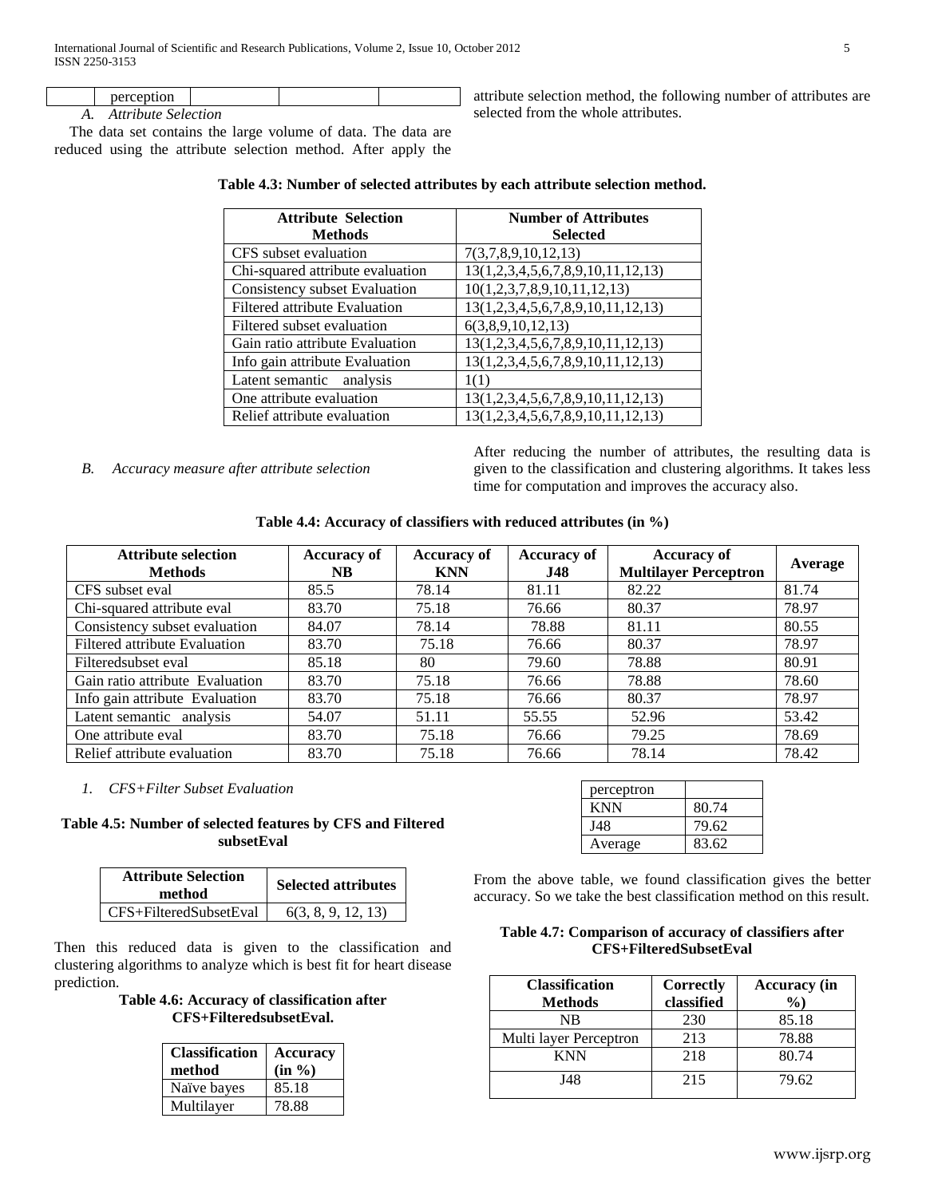| | perception | | | |
|---|---|---|---|---|

*A. Attribute Selection*

The data set contains the large volume of data. The data are reduced using the attribute selection method. After apply the attribute selection method, the following number of attributes are selected from the whole attributes.

**Table 4.3: Number of selected attributes by each attribute selection method.**

| Attribute Selection Methods | Number of Attributes Selected |
|---|---|
| CFS subset evaluation | 7(3,7,8,9,10,12,13) |
| Chi-squared attribute evaluation | 13(1,2,3,4,5,6,7,8,9,10,11,12,13) |
| Consistency subset Evaluation | 10(1,2,3,7,8,9,10,11,12,13) |
| Filtered attribute Evaluation | 13(1,2,3,4,5,6,7,8,9,10,11,12,13) |
| Filtered subset evaluation | 6(3,8,9,10,12,13) |
| Gain ratio attribute Evaluation | 13(1,2,3,4,5,6,7,8,9,10,11,12,13) |
| Info gain attribute Evaluation | 13(1,2,3,4,5,6,7,8,9,10,11,12,13) |
| Latent semantic analysis | 1(1) |
| One attribute evaluation | 13(1,2,3,4,5,6,7,8,9,10,11,12,13) |
| Relief attribute evaluation | 13(1,2,3,4,5,6,7,8,9,10,11,12,13) |

*B. Accuracy measure after attribute selection*

After reducing the number of attributes, the resulting data is given to the classification and clustering algorithms. It takes less time for computation and improves the accuracy also.

**Table 4.4: Accuracy of classifiers with reduced attributes (in %)**

| Attribute selection Methods | Accuracy of NB | Accuracy of KNN | Accuracy of J48 | Accuracy of Multilayer Perceptron | Average |
|---|---|---|---|---|---|
| CFS subset eval | 85.5 | 78.14 | 81.11 | 82.22 | 81.74 |
| Chi-squared attribute eval | 83.70 | 75.18 | 76.66 | 80.37 | 78.97 |
| Consistency subset evaluation | 84.07 | 78.14 | 78.88 | 81.11 | 80.55 |
| Filtered attribute Evaluation | 83.70 | 75.18 | 76.66 | 80.37 | 78.97 |
| Filteredsubset eval | 85.18 | 80 | 79.60 | 78.88 | 80.91 |
| Gain ratio attribute Evaluation | 83.70 | 75.18 | 76.66 | 78.88 | 78.60 |
| Info gain attribute Evaluation | 83.70 | 75.18 | 76.66 | 80.37 | 78.97 |
| Latent semantic analysis | 54.07 | 51.11 | 55.55 | 52.96 | 53.42 |
| One attribute eval | 83.70 | 75.18 | 76.66 | 79.25 | 78.69 |
| Relief attribute evaluation | 83.70 | 75.18 | 76.66 | 78.14 | 78.42 |

*1. CFS+Filter Subset Evaluation*

**Table 4.5: Number of selected features by CFS and Filtered subsetEval**

| Attribute Selection method | Selected attributes |
|---|---|
| CFS+FilteredSubsetEval | 6(3, 8, 9, 12, 13) |

Then this reduced data is given to the classification and clustering algorithms to analyze which is best fit for heart disease prediction.

**Table 4.6: Accuracy of classification after CFS+FilteredsubsetEval.**

| Classification method | Accuracy (in %) |
|---|---|
| Naïve bayes | 85.18 |
| Multilayer perceptron | 78.88 |
| KNN | 80.74 |
| J48 | 79.62 |
| Average | 83.62 |

From the above table, we found classification gives the better accuracy. So we take the best classification method on this result.

**Table 4.7: Comparison of accuracy of classifiers after CFS+FilteredSubsetEval**

| Classification Methods | Correctly classified | Accuracy (in %) |
|---|---|---|
| NB | 230 | 85.18 |
| Multi layer Perceptron | 213 | 78.88 |
| KNN | 218 | 80.74 |
| J48 | 215 | 79.62 |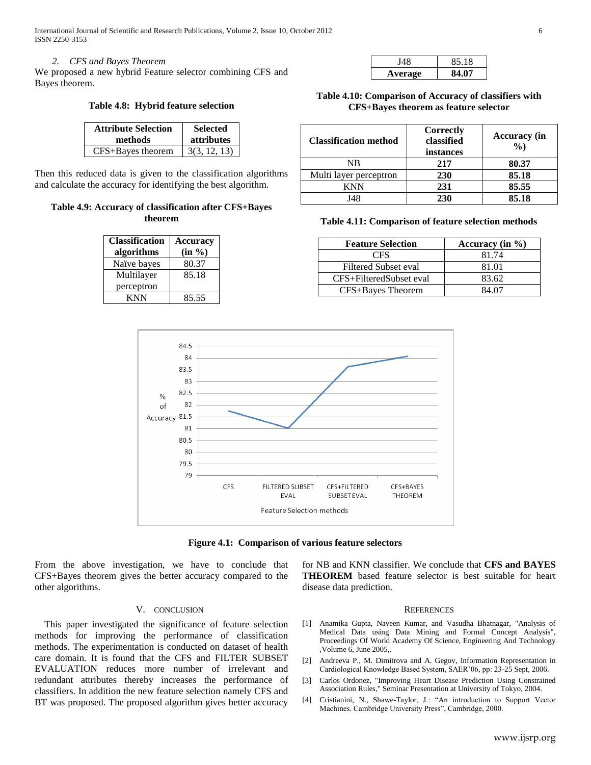*2. CFS and Bayes Theorem*

We proposed a new hybrid Feature selector combining CFS and Bayes theorem.

**Table 4.8: Hybrid feature selection**

| Attribute Selection methods | Selected attributes |
|---|---|
| CFS+Bayes theorem | 3(3, 12, 13) |

Then this reduced data is given to the classification algorithms and calculate the accuracy for identifying the best algorithm.

**Table 4.9: Accuracy of classification after CFS+Bayes theorem**

| Classification algorithms | Accuracy (in %) |
|---|---|
| Naïve bayes | 80.37 |
| Multilayer perceptron | 85.18 |
| KNN | 85.55 |
| J48 | 85.18 |
| **Average** | **84.07** |

**Table 4.10: Comparison of Accuracy of classifiers with CFS+Bayes theorem as feature selector**

| Classification method | Correctly classified instances | Accuracy (in %) |
|---|---|---|
| NB | **217** | **80.37** |
| Multi layer perceptron | **230** | **85.18** |
| KNN | **231** | **85.55** |
| J48 | **230** | **85.18** |

**Table 4.11: Comparison of feature selection methods**

| Feature Selection | Accuracy (in %) |
|---|---|
| CFS | 81.74 |
| Filtered Subset eval | 81.01 |
| CFS+FilteredSubset eval | 83.62 |
| CFS+Bayes Theorem | 84.07 |

**Figure 4.1: Comparison of various feature selectors**

From the above investigation, we have to conclude that CFS+Bayes theorem gives the better accuracy compared to the other algorithms.

## V. Conclusion

This paper investigated the significance of feature selection methods for improving the performance of classification methods. The experimentation is conducted on dataset of health care domain. It is found that the CFS and FILTER SUBSET EVALUATION reduces more number of irrelevant and redundant attributes thereby increases the performance of classifiers. In addition the new feature selection namely CFS and BT was proposed. The proposed algorithm gives better accuracy for NB and KNN classifier. We conclude that **CFS and BAYES THEOREM** based feature selector is best suitable for heart disease data prediction.

## References

[1] Anamika Gupta, Naveen Kumar, and Vasudha Bhatnagar, "Analysis of Medical Data using Data Mining and Formal Concept Analysis", Proceedings Of World Academy Of Science, Engineering And Technology ,Volume 6, June 2005,.

[2] Andreeva P., M. Dimitrova and A. Gegov, Information Representation in Cardiological Knowledge Based System, SAER'06, pp: 23-25 Sept, 2006.

[3] Carlos Ordonez, "Improving Heart Disease Prediction Using Constrained Association Rules," Seminar Presentation at University of Tokyo, 2004.

[4] Cristianini, N., Shawe-Taylor, J.: "An introduction to Support Vector Machines. Cambridge University Press", Cambridge, 2000.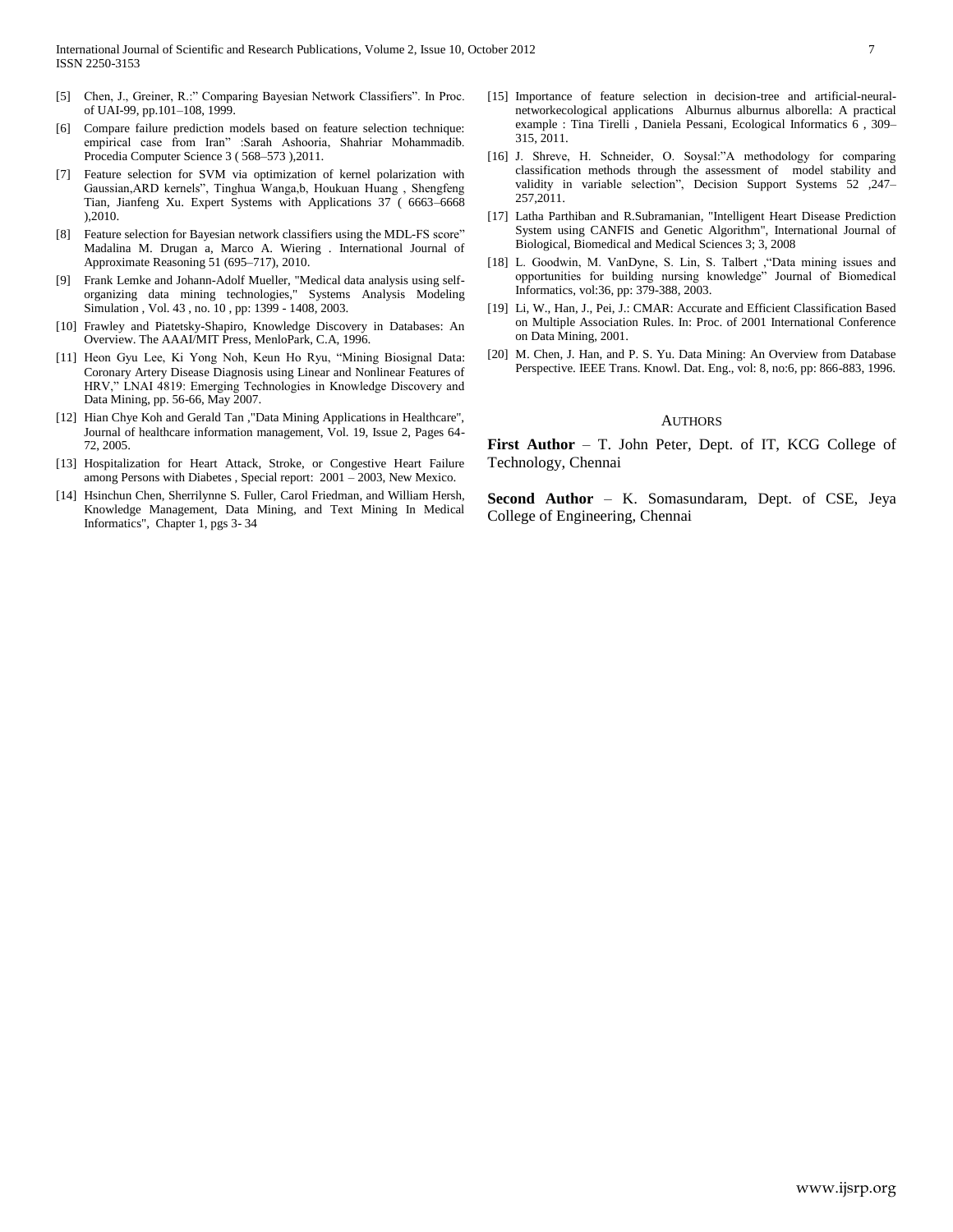[5] Chen, J., Greiner, R.:" Comparing Bayesian Network Classifiers". In Proc. of UAI-99, pp.101–108, 1999.

[6] Compare failure prediction models based on feature selection technique: empirical case from Iran" :Sarah Ashooria, Shahriar Mohammadib. Procedia Computer Science 3 ( 568–573 ),2011.

[7] Feature selection for SVM via optimization of kernel polarization with Gaussian,ARD kernels", Tinghua Wanga,b, Houkuan Huang , Shengfeng Tian, Jianfeng Xu. Expert Systems with Applications 37 ( 6663–6668 ),2010.

[8] Feature selection for Bayesian network classifiers using the MDL-FS score" Madalina M. Drugan a, Marco A. Wiering . International Journal of Approximate Reasoning 51 (695–717), 2010.

[9] Frank Lemke and Johann-Adolf Mueller, "Medical data analysis using self-organizing data mining technologies," Systems Analysis Modeling Simulation , Vol. 43 , no. 10 , pp: 1399 - 1408, 2003.

[10] Frawley and Piatetsky-Shapiro, Knowledge Discovery in Databases: An Overview. The AAAI/MIT Press, MenloPark, C.A, 1996.

[11] Heon Gyu Lee, Ki Yong Noh, Keun Ho Ryu, "Mining Biosignal Data: Coronary Artery Disease Diagnosis using Linear and Nonlinear Features of HRV," LNAI 4819: Emerging Technologies in Knowledge Discovery and Data Mining, pp. 56-66, May 2007.

[12] Hian Chye Koh and Gerald Tan ,"Data Mining Applications in Healthcare", Journal of healthcare information management, Vol. 19, Issue 2, Pages 64-72, 2005.

[13] Hospitalization for Heart Attack, Stroke, or Congestive Heart Failure among Persons with Diabetes , Special report: 2001 – 2003, New Mexico.

[14] Hsinchun Chen, Sherrilynne S. Fuller, Carol Friedman, and William Hersh, Knowledge Management, Data Mining, and Text Mining In Medical Informatics", Chapter 1, pgs 3- 34

[15] Importance of feature selection in decision-tree and artificial-neural-networkecological applications Alburnus alburnus alborella: A practical example : Tina Tirelli , Daniela Pessani, Ecological Informatics 6 , 309–315, 2011.

[16] J. Shreve, H. Schneider, O. Soysal:"A methodology for comparing classification methods through the assessment of model stability and validity in variable selection", Decision Support Systems 52 ,247–257,2011.

[17] Latha Parthiban and R.Subramanian, "Intelligent Heart Disease Prediction System using CANFIS and Genetic Algorithm", International Journal of Biological, Biomedical and Medical Sciences 3; 3, 2008

[18] L. Goodwin, M. VanDyne, S. Lin, S. Talbert ,"Data mining issues and opportunities for building nursing knowledge" Journal of Biomedical Informatics, vol:36, pp: 379-388, 2003.

[19] Li, W., Han, J., Pei, J.: CMAR: Accurate and Efficient Classification Based on Multiple Association Rules. In: Proc. of 2001 International Conference on Data Mining, 2001.

[20] M. Chen, J. Han, and P. S. Yu. Data Mining: An Overview from Database Perspective. IEEE Trans. Knowl. Dat. Eng., vol: 8, no:6, pp: 866-883, 1996.

## AUTHORS

**First Author** – T. John Peter, Dept. of IT, KCG College of Technology, Chennai

**Second Author** – K. Somasundaram, Dept. of CSE, Jeya College of Engineering, Chennai